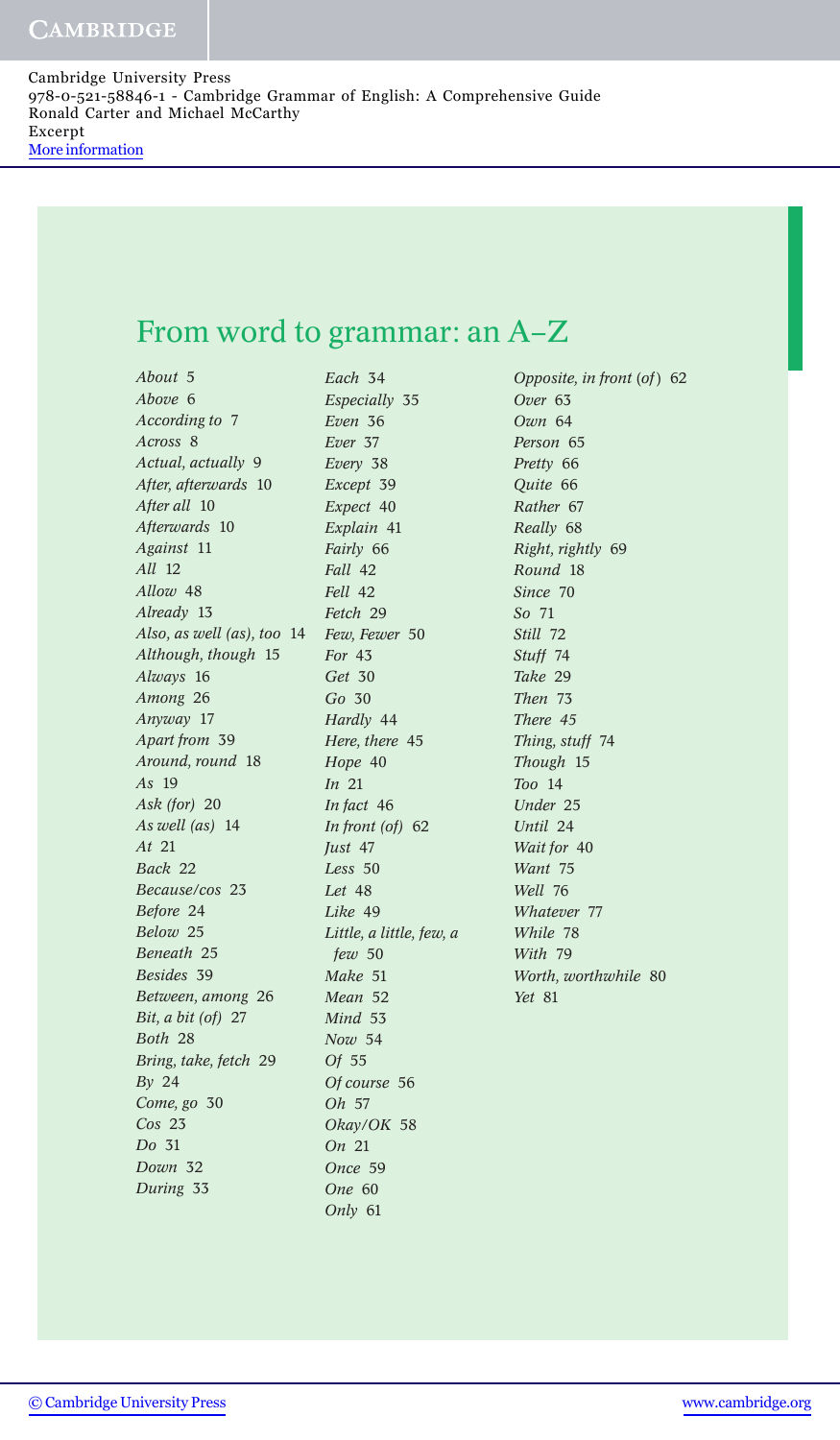Cambridge University Press
978-0-521-58846-1 - Cambridge Grammar of English: A Comprehensive Guide
Ronald Carter and Michael McCarthy
Excerpt
More information

# From word to grammar: an A–Z

*About* 5
*Above* 6
*According to* 7
*Across* 8
*Actual, actually* 9
*After, afterwards* 10
*After all* 10
*Afterwards* 10
*Against* 11
*All* 12
*Allow* 48
*Already* 13
*Also, as well (as), too* 14
*Although, though* 15
*Always* 16
*Among* 26
*Anyway* 17
*Apart from* 39
*Around, round* 18
*As* 19
*Ask (for)* 20
*As well (as)* 14
*At* 21
*Back* 22
*Because/cos* 23
*Before* 24
*Below* 25
*Beneath* 25
*Besides* 39
*Between, among* 26
*Bit, a bit (of)* 27
*Both* 28
*Bring, take, fetch* 29
*By* 24
*Come, go* 30
*Cos* 23
*Do* 31
*Down* 32
*During* 33
*Each* 34
*Especially* 35
*Even* 36
*Ever* 37
*Every* 38
*Except* 39
*Expect* 40
*Explain* 41
*Fairly* 66
*Fall* 42
*Fell* 42
*Fetch* 29
*Few, Fewer* 50
*For* 43
*Get* 30
*Go* 30
*Hardly* 44
*Here, there* 45
*Hope* 40
*In* 21
*In fact* 46
*In front (of)* 62
*Just* 47
*Less* 50
*Let* 48
*Like* 49
*Little, a little, few, a few* 50
*Make* 51
*Mean* 52
*Mind* 53
*Now* 54
*Of* 55
*Of course* 56
*Oh* 57
*Okay/OK* 58
*On* 21
*Once* 59
*One* 60
*Only* 61
*Opposite, in front (of)* 62
*Over* 63
*Own* 64
*Person* 65
*Pretty* 66
*Quite* 66
*Rather* 67
*Really* 68
*Right, rightly* 69
*Round* 18
*Since* 70
*So* 71
*Still* 72
*Stuff* 74
*Take* 29
*Then* 73
*There* 45
*Thing, stuff* 74
*Though* 15
*Too* 14
*Under* 25
*Until* 24
*Wait for* 40
*Want* 75
*Well* 76
*Whatever* 77
*While* 78
*With* 79
*Worth, worthwhile* 80
*Yet* 81

© Cambridge University Press www.cambridge.org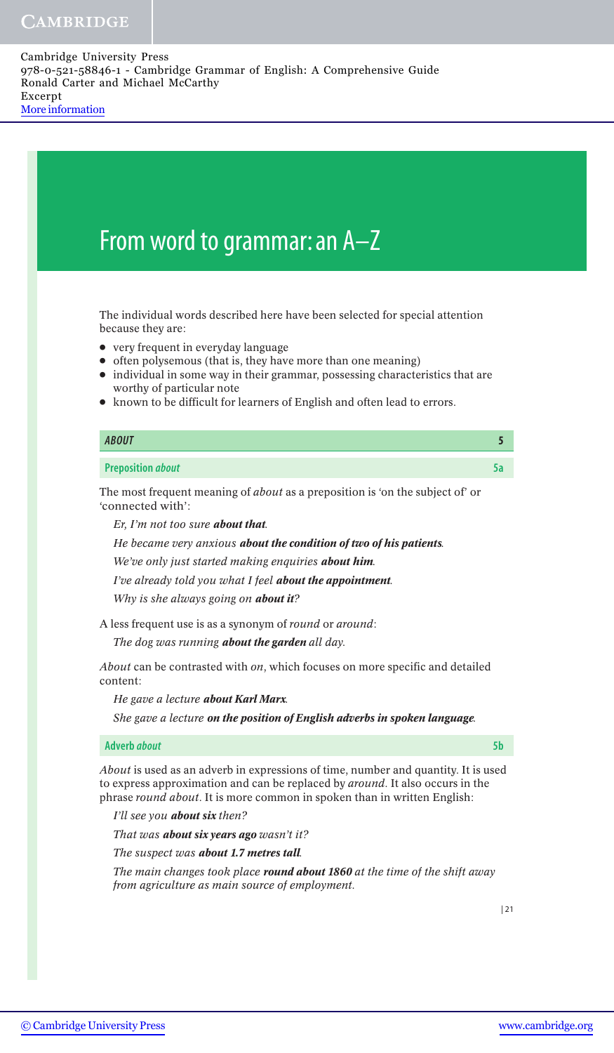# From word to grammar: an A–Z

The individual words described here have been selected for special attention because they are:

- very frequent in everyday language
- often polysemous (that is, they have more than one meaning)
- individual in some way in their grammar, possessing characteristics that are worthy of particular note
- known to be difficult for learners of English and often lead to errors.

## *ABOUT* — 5

### Preposition *about* — 5a

The most frequent meaning of *about* as a preposition is 'on the subject of' or 'connected with':

*Er, I'm not too sure **about that**.*

*He became very anxious **about the condition of two of his patients**.*

*We've only just started making enquiries **about him**.*

*I've already told you what I feel **about the appointment**.*

*Why is she always going on **about it**?*

A less frequent use is as a synonym of *round* or *around*:

*The dog was running **about the garden** all day.*

*About* can be contrasted with *on*, which focuses on more specific and detailed content:

*He gave a lecture **about Karl Marx**.*

*She gave a lecture **on the position of English adverbs in spoken language**.*

### Adverb *about* — 5b

*About* is used as an adverb in expressions of time, number and quantity. It is used to express approximation and can be replaced by *around*. It also occurs in the phrase *round about*. It is more common in spoken than in written English:

*I'll see you **about six** then?*

*That was **about six years ago** wasn't it?*

*The suspect was **about 1.7 metres tall**.*

*The main changes took place **round about 1860** at the time of the shift away from agriculture as main source of employment.*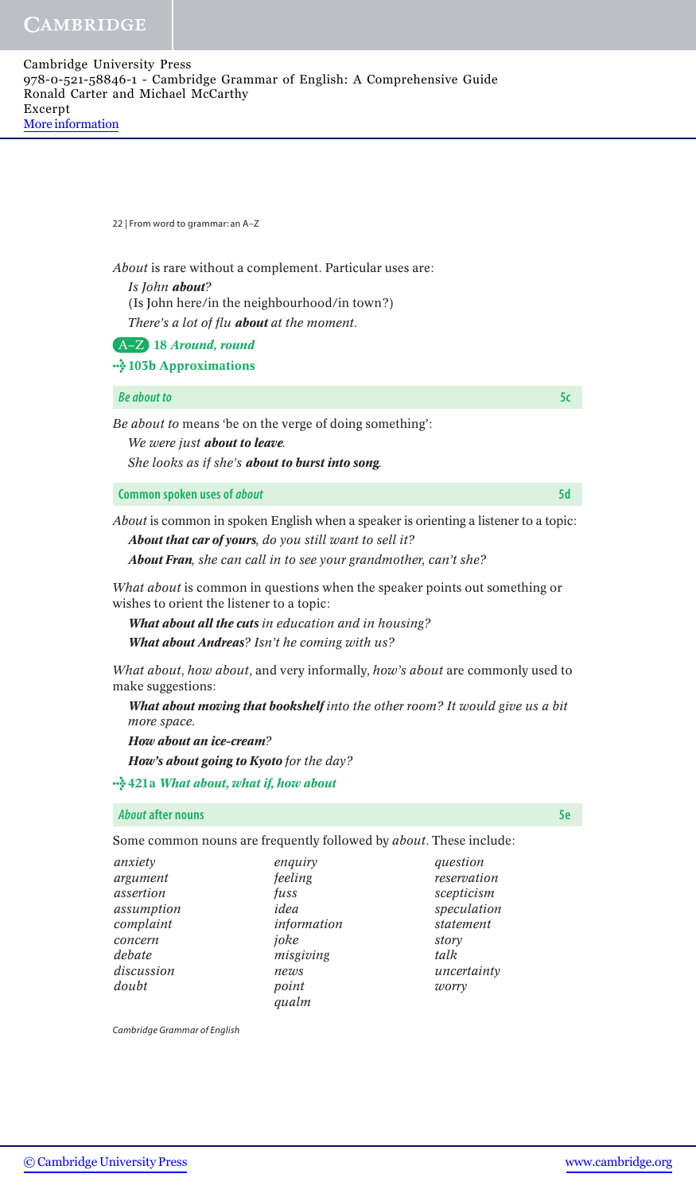*About* is rare without a complement. Particular uses are:

*Is John **about**?*
(Is John here/in the neighbourhood/in town?)
*There's a lot of flu **about** at the moment.*

A–Z **18 *Around, round***

**103b Approximations**

### *Be about to* — 5c

*Be about to* means 'be on the verge of doing something':

*We were just **about to leave**.*
*She looks as if she's **about to burst into song**.*

### Common spoken uses of *about* — 5d

*About* is common in spoken English when a speaker is orienting a listener to a topic:

***About that car of yours**, do you still want to sell it?*
***About Fran**, she can call in to see your grandmother, can't she?*

*What about* is common in questions when the speaker points out something or wishes to orient the listener to a topic:

***What about all the cuts** in education and in housing?*
***What about Andreas**? Isn't he coming with us?*

*What about*, *how about*, and very informally, *how's about* are commonly used to make suggestions:

***What about moving that bookshelf** into the other room? It would give us a bit more space.*
***How about an ice-cream**?*
***How's about going to Kyoto** for the day?*

**421a *What about, what if, how about***

### *About* after nouns — 5e

Some common nouns are frequently followed by *about*. These include:

| | | |
|---|---|---|
| *anxiety* | *enquiry* | *question* |
| *argument* | *feeling* | *reservation* |
| *assertion* | *fuss* | *scepticism* |
| *assumption* | *idea* | *speculation* |
| *complaint* | *information* | *statement* |
| *concern* | *joke* | *story* |
| *debate* | *misgiving* | *talk* |
| *discussion* | *news* | *uncertainty* |
| *doubt* | *point* | *worry* |
| | *qualm* | |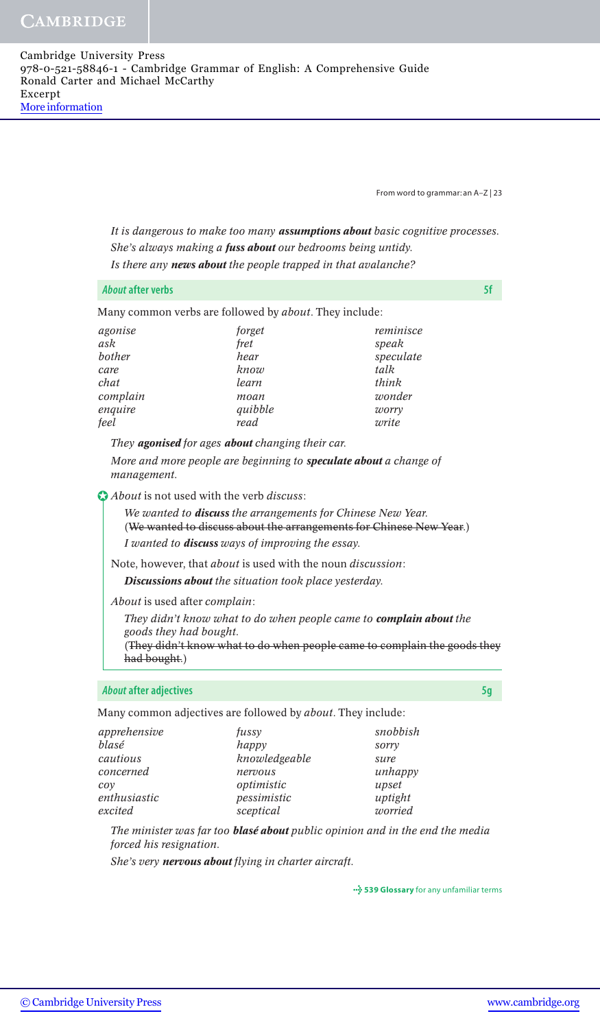*It is dangerous to make too many **assumptions about** basic cognitive processes.*
*She's always making a **fuss about** our bedrooms being untidy.*
*Is there any **news about** the people trapped in that avalanche?*

## *About* after verbs 5f

Many common verbs are followed by *about*. They include:

| | | |
|---|---|---|
| *agonise* | *forget* | *reminisce* |
| *ask* | *fret* | *speak* |
| *bother* | *hear* | *speculate* |
| *care* | *know* | *talk* |
| *chat* | *learn* | *think* |
| *complain* | *moan* | *wonder* |
| *enquire* | *quibble* | *worry* |
| *feel* | *read* | *write* |

*They **agonised** for ages **about** changing their car.*

*More and more people are beginning to **speculate about** a change of management.*

*About* is not used with the verb *discuss*:

*We wanted to **discuss** the arrangements for Chinese New Year.*
(~~We wanted to discuss about the arrangements for Chinese New Year.~~)
*I wanted to **discuss** ways of improving the essay.*

Note, however, that *about* is used with the noun *discussion*:

***Discussions about** the situation took place yesterday.*

*About* is used after *complain*:

*They didn't know what to do when people came to **complain about** the goods they had bought.*
(~~They didn't know what to do when people came to complain the goods they had bought.~~)

## *About* after adjectives 5g

Many common adjectives are followed by *about*. They include:

| | | |
|---|---|---|
| *apprehensive* | *fussy* | *snobbish* |
| *blasé* | *happy* | *sorry* |
| *cautious* | *knowledgeable* | *sure* |
| *concerned* | *nervous* | *unhappy* |
| *coy* | *optimistic* | *upset* |
| *enthusiastic* | *pessimistic* | *uptight* |
| *excited* | *sceptical* | *worried* |

*The minister was far too **blasé about** public opinion and in the end the media forced his resignation.*

*She's very **nervous about** flying in charter aircraft.*

**539 Glossary** for any unfamiliar terms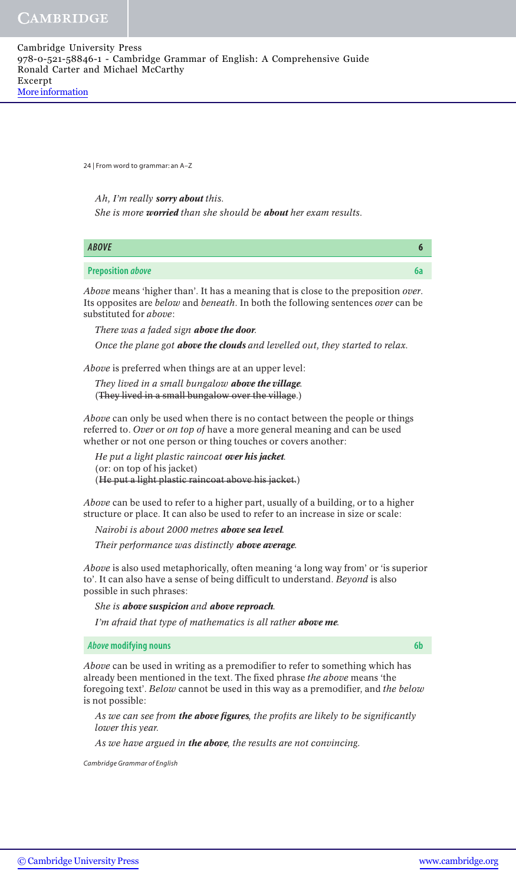*Ah, I'm really **sorry about** this.*

*She is more **worried** than she should be **about** her exam results.*

## *ABOVE* 6

### Preposition *above* 6a

*Above* means 'higher than'. It has a meaning that is close to the preposition *over*. Its opposites are *below* and *beneath*. In both the following sentences *over* can be substituted for *above*:

*There was a faded sign **above the door**.*

*Once the plane got **above the clouds** and levelled out, they started to relax.*

*Above* is preferred when things are at an upper level:

*They lived in a small bungalow **above the village**.*
(~~They lived in a small bungalow over the village~~.)

*Above* can only be used when there is no contact between the people or things referred to. *Over* or *on top of* have a more general meaning and can be used whether or not one person or thing touches or covers another:

*He put a light plastic raincoat **over his jacket**.*
(or: on top of his jacket)
(~~He put a light plastic raincoat above his jacket.~~)

*Above* can be used to refer to a higher part, usually of a building, or to a higher structure or place. It can also be used to refer to an increase in size or scale:

*Nairobi is about 2000 metres **above sea level**.*

*Their performance was distinctly **above average**.*

*Above* is also used metaphorically, often meaning 'a long way from' or 'is superior to'. It can also have a sense of being difficult to understand. *Beyond* is also possible in such phrases:

*She is **above suspicion** and **above reproach**.*

*I'm afraid that type of mathematics is all rather **above me**.*

### *Above* modifying nouns 6b

*Above* can be used in writing as a premodifier to refer to something which has already been mentioned in the text. The fixed phrase *the above* means 'the foregoing text'. *Below* cannot be used in this way as a premodifier, and *the below* is not possible:

*As we can see from **the above figures**, the profits are likely to be significantly lower this year.*

*As we have argued in **the above**, the results are not convincing.*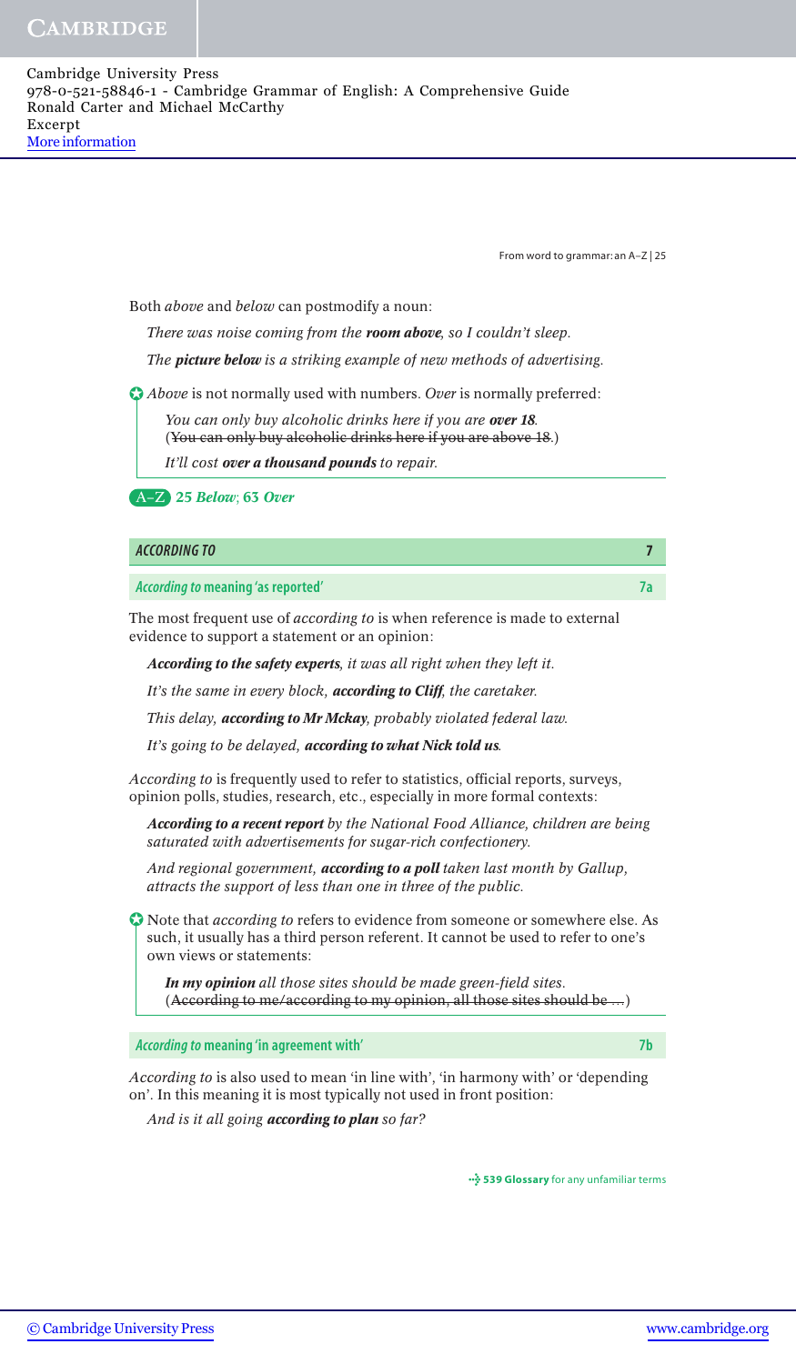Both *above* and *below* can postmodify a noun:

*There was noise coming from the* ***room above****, so I couldn't sleep.*

*The* ***picture below*** *is a striking example of new methods of advertising.*

*Above* is not normally used with numbers. *Over* is normally preferred:

> *You can only buy alcoholic drinks here if you are* ***over 18****.*
> (~~You can only buy alcoholic drinks here if you are above 18.~~)
>
> *It'll cost* ***over a thousand pounds*** *to repair.*

A–Z **25 *Below*; 63 *Over***

## ACCORDING TO — 7

### *According to* meaning 'as reported' — 7a

The most frequent use of *according to* is when reference is made to external evidence to support a statement or an opinion:

***According to the safety experts****, it was all right when they left it.*

*It's the same in every block,* ***according to Cliff****, the caretaker.*

*This delay,* ***according to Mr Mckay****, probably violated federal law.*

*It's going to be delayed,* ***according to what Nick told us****.*

*According to* is frequently used to refer to statistics, official reports, surveys, opinion polls, studies, research, etc., especially in more formal contexts:

***According to a recent report*** *by the National Food Alliance, children are being saturated with advertisements for sugar-rich confectionery.*

*And regional government,* ***according to a poll*** *taken last month by Gallup, attracts the support of less than one in three of the public.*

Note that *according to* refers to evidence from someone or somewhere else. As such, it usually has a third person referent. It cannot be used to refer to one's own views or statements:

> ***In my opinion*** *all those sites should be made green-field sites.*
> (~~According to me/according to my opinion, all those sites should be …~~)

### *According to* meaning 'in agreement with' — 7b

*According to* is also used to mean 'in line with', 'in harmony with' or 'depending on'. In this meaning it is most typically not used in front position:

*And is it all going* ***according to plan*** *so far?*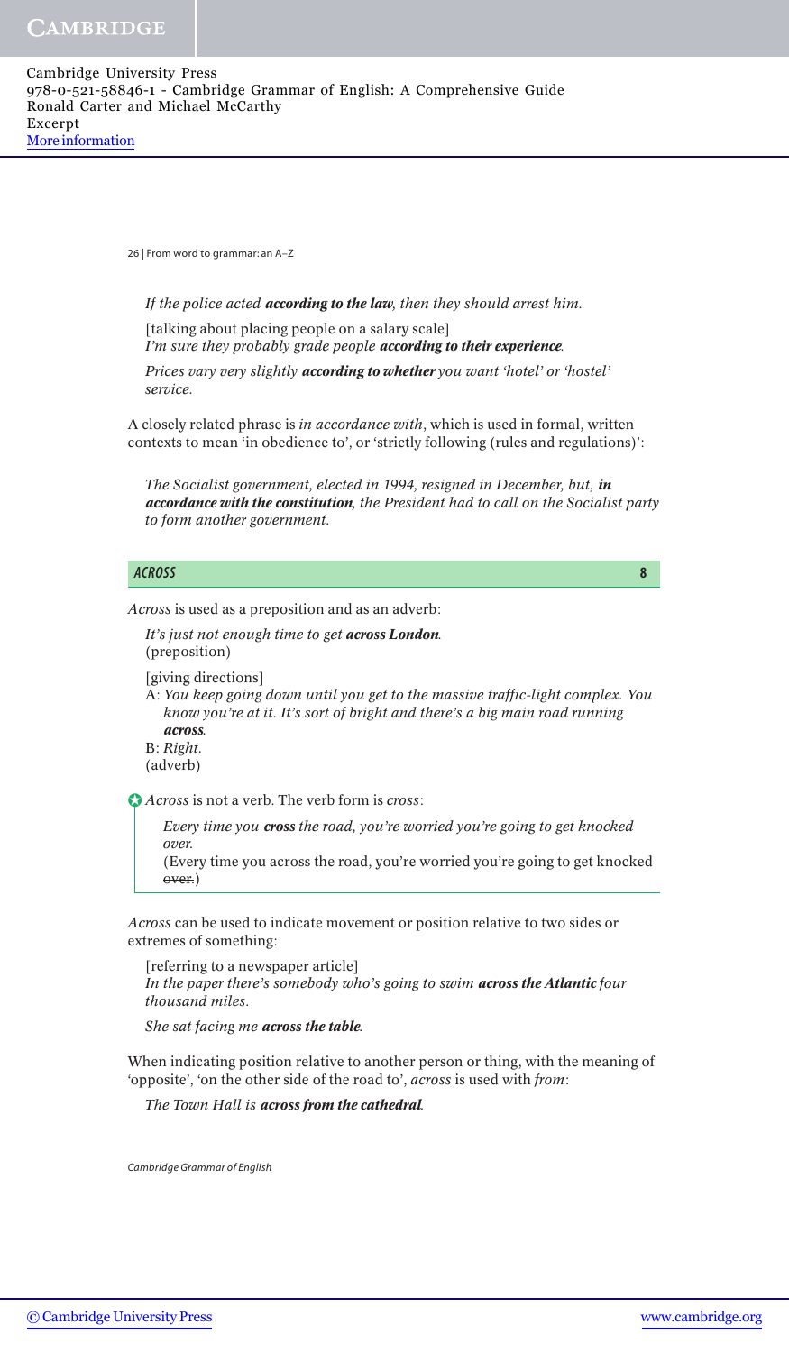*If the police acted **according to the law**, then they should arrest him.*

[talking about placing people on a salary scale]
*I'm sure they probably grade people **according to their experience**.*

*Prices vary very slightly **according to whether** you want 'hotel' or 'hostel' service.*

A closely related phrase is *in accordance with*, which is used in formal, written contexts to mean 'in obedience to', or 'strictly following (rules and regulations)':

*The Socialist government, elected in 1994, resigned in December, but, **in accordance with the constitution**, the President had to call on the Socialist party to form another government.*

## *ACROSS* 8

*Across* is used as a preposition and as an adverb:

*It's just not enough time to get **across London**.*
(preposition)

[giving directions]
A: *You keep going down until you get to the massive traffic-light complex. You know you're at it. It's sort of bright and there's a big main road running **across**.*
B: *Right.*
(adverb)

*Across* is not a verb. The verb form is *cross*:

> *Every time you **cross** the road, you're worried you're going to get knocked over.*
> (~~Every time you across the road, you're worried you're going to get knocked over.~~)

*Across* can be used to indicate movement or position relative to two sides or extremes of something:

[referring to a newspaper article]
*In the paper there's somebody who's going to swim **across the Atlantic** four thousand miles.*

*She sat facing me **across the table**.*

When indicating position relative to another person or thing, with the meaning of 'opposite', 'on the other side of the road to', *across* is used with *from*:

*The Town Hall is **across from the cathedral**.*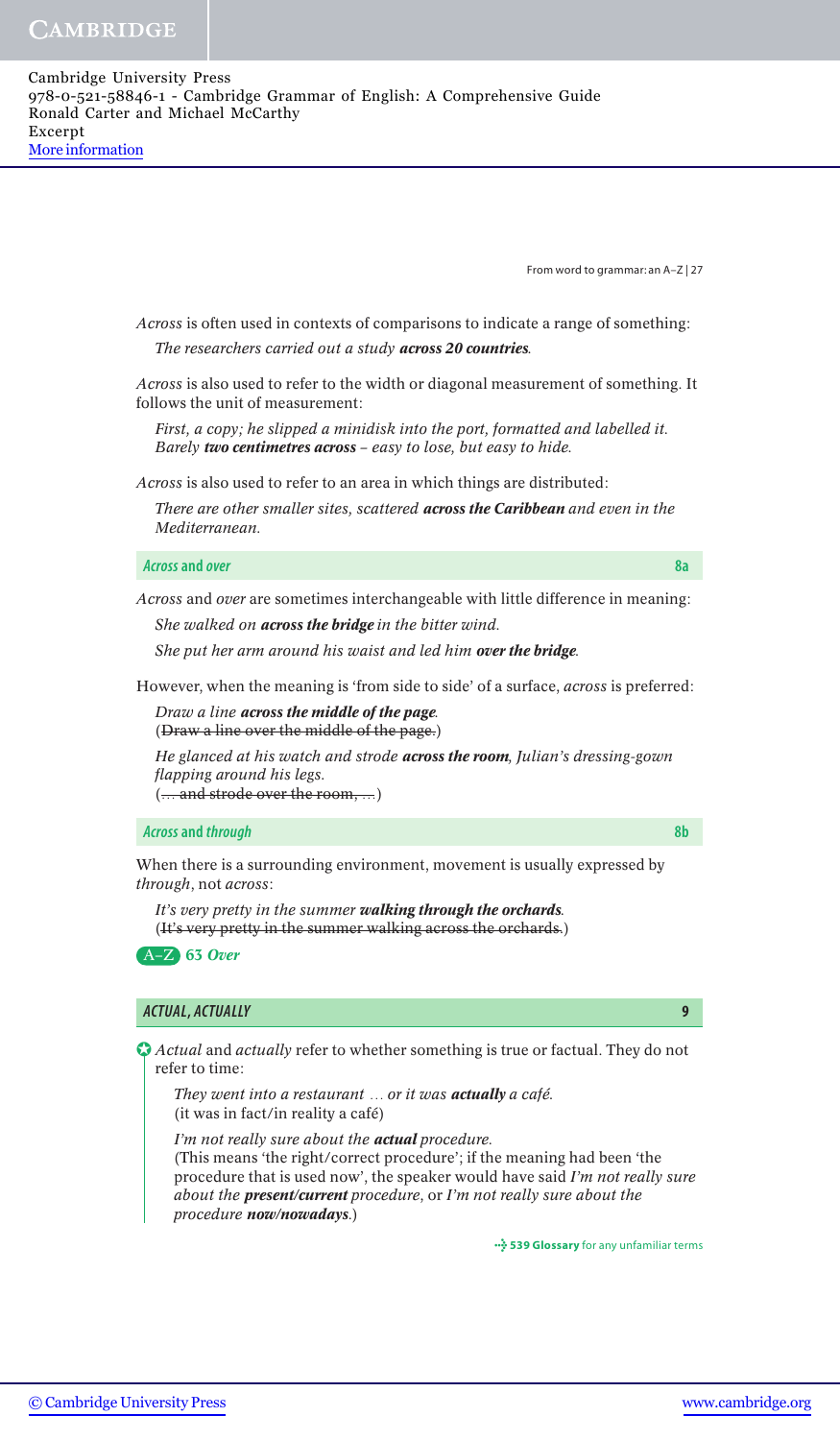*Across* is often used in contexts of comparisons to indicate a range of something:

*The researchers carried out a study* ***across 20 countries****.*

*Across* is also used to refer to the width or diagonal measurement of something. It follows the unit of measurement:

*First, a copy; he slipped a minidisk into the port, formatted and labelled it. Barely* ***two centimetres across*** *– easy to lose, but easy to hide.*

*Across* is also used to refer to an area in which things are distributed:

*There are other smaller sites, scattered* ***across the Caribbean*** *and even in the Mediterranean.*

### *Across* and *over* — 8a

*Across* and *over* are sometimes interchangeable with little difference in meaning:

*She walked on* ***across the bridge*** *in the bitter wind.*

*She put her arm around his waist and led him* ***over the bridge****.*

However, when the meaning is 'from side to side' of a surface, *across* is preferred:

*Draw a line* ***across the middle of the page****.*
(~~Draw a line over the middle of the page.~~)

*He glanced at his watch and strode* ***across the room****, Julian's dressing-gown flapping around his legs.*
(~~… and strode over the room, …~~)

### *Across* and *through* — 8b

When there is a surrounding environment, movement is usually expressed by *through*, not *across*:

*It's very pretty in the summer* ***walking through the orchards****.*
(~~It's very pretty in the summer walking across the orchards.~~)

A–Z **63** ***Over***

## ACTUAL, ACTUALLY — 9

*Actual* and *actually* refer to whether something is true or factual. They do not refer to time:

*They went into a restaurant … or it was* ***actually*** *a café.*
(it was in fact/in reality a café)

*I'm not really sure about the* ***actual*** *procedure.*
(This means 'the right/correct procedure'; if the meaning had been 'the procedure that is used now', the speaker would have said *I'm not really sure about the* ***present/current*** *procedure*, or *I'm not really sure about the procedure* ***now/nowadays***.)

**539 Glossary** for any unfamiliar terms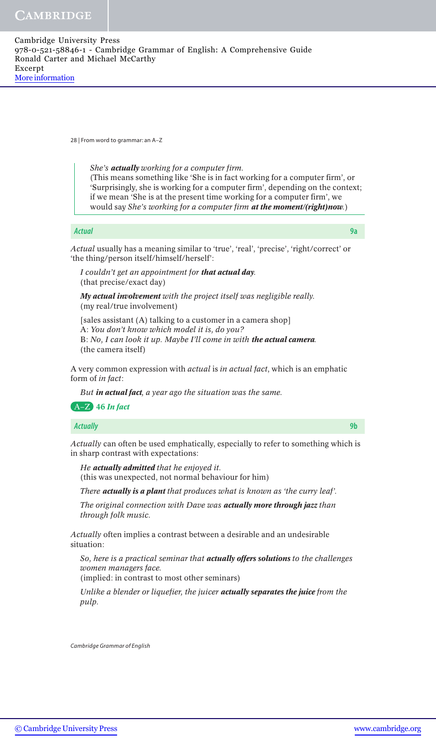*She's **actually** working for a computer firm.*
(This means something like 'She is in fact working for a computer firm', or 'Surprisingly, she is working for a computer firm', depending on the context; if we mean 'She is at the present time working for a computer firm', we would say *She's working for a computer firm **at the moment/(right)now**.*)

## *Actual* — 9a

*Actual* usually has a meaning similar to 'true', 'real', 'precise', 'right/correct' or 'the thing/person itself/himself/herself':

*I couldn't get an appointment for **that actual day**.*
(that precise/exact day)

***My actual involvement** with the project itself was negligible really.*
(my real/true involvement)

[sales assistant (A) talking to a customer in a camera shop]
A: *You don't know which model it is, do you?*
B: *No, I can look it up. Maybe I'll come in with **the actual camera**.*
(the camera itself)

A very common expression with *actual* is *in actual fact*, which is an emphatic form of *in fact*:

*But **in actual fact**, a year ago the situation was the same.*

A–Z **46** ***In fact***

## *Actually* — 9b

*Actually* can often be used emphatically, especially to refer to something which is in sharp contrast with expectations:

*He **actually admitted** that he enjoyed it.*
(this was unexpected, not normal behaviour for him)

*There **actually is a plant** that produces what is known as 'the curry leaf'.*

*The original connection with Dave was **actually more through jazz** than through folk music.*

*Actually* often implies a contrast between a desirable and an undesirable situation:

*So, here is a practical seminar that **actually offers solutions** to the challenges women managers face.*
(implied: in contrast to most other seminars)

*Unlike a blender or liquefier, the juicer **actually separates the juice** from the pulp.*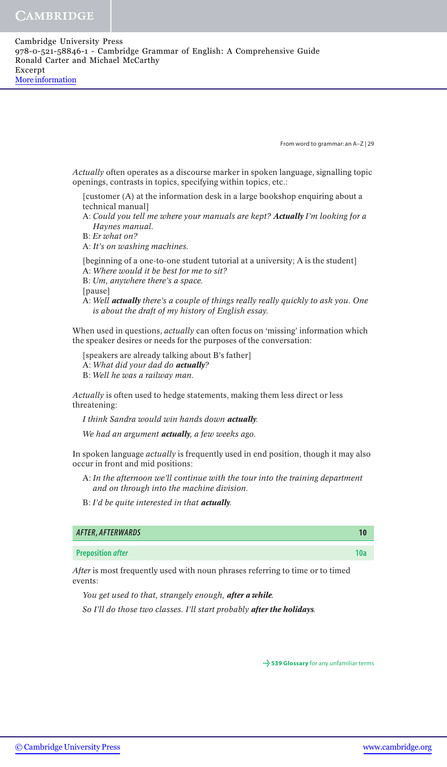*Actually* often operates as a discourse marker in spoken language, signalling topic openings, contrasts in topics, specifying within topics, etc.:

[customer (A) at the information desk in a large bookshop enquiring about a technical manual]
A: *Could you tell me where your manuals are kept? **Actually** I'm looking for a Haynes manual.*
B: *Er what on?*
A: *It's on washing machines.*

[beginning of a one-to-one student tutorial at a university; A is the student]
A: *Where would it be best for me to sit?*
B: *Um, anywhere there's a space.*
[pause]
A: *Well **actually** there's a couple of things really really quickly to ask you. One is about the draft of my history of English essay.*

When used in questions, *actually* can often focus on 'missing' information which the speaker desires or needs for the purposes of the conversation:

[speakers are already talking about B's father]
A: *What did your dad do **actually**?*
B: *Well he was a railway man.*

*Actually* is often used to hedge statements, making them less direct or less threatening:

*I think Sandra would win hands down **actually**.*

*We had an argument **actually**, a few weeks ago.*

In spoken language *actually* is frequently used in end position, though it may also occur in front and mid positions:

A: *In the afternoon we'll continue with the tour into the training department and on through into the machine division.*

B: *I'd be quite interested in that **actually**.*

## *AFTER, AFTERWARDS* 10

### Preposition *after* 10a

*After* is most frequently used with noun phrases referring to time or to timed events:

*You get used to that, strangely enough, **after a while**.*

*So I'll do those two classes. I'll start probably **after the holidays**.*

**539 Glossary** for any unfamiliar terms